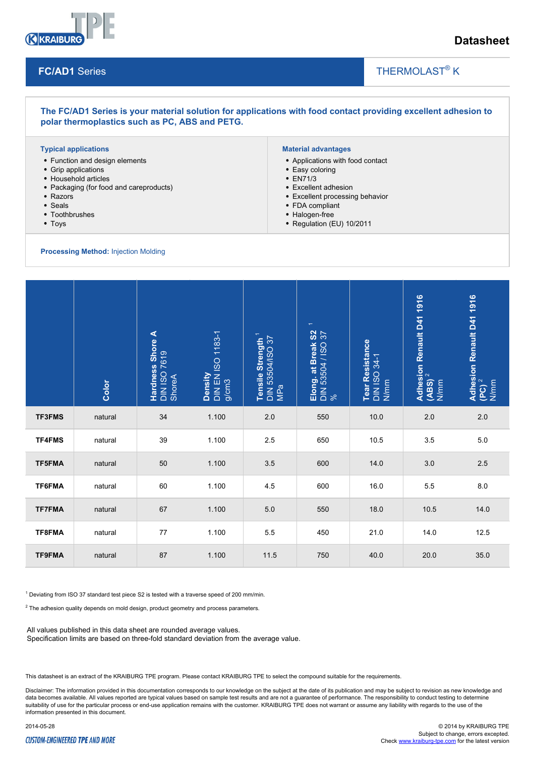Datasheet

## FC/AD1 Series

THERMOLAST® K

**The FC/AD1 Series is your material solution for applications with food contact providing excellent adhesion to polar thermoplastics such as PC, ABS and PETG.**

### Typical applications

- Function and design elements
- Grip applications
- Household articles
- Packaging (for food and careproducts)
- Razors
- Seals
- Toothbrushes
- Toys

### Material advantages

- Applications with food contact
- Easy coloring
- EN71/3
- Excellent adhesion
- Excellent processing behavior
- FDA compliant
- Halogen-free
- Regulation (EU) 10/2011

**Processing Method:** Injection Molding

| | **Color** | **Hardness Shore A** DIN ISO 7619 ShoreA | **Density** DIN EN ISO 1183-1 g/cm3 | **Tensile Strength** [1] DIN 53504/ISO 37 MPa | **Elong. at Break S2** [1] DIN 53504 / ISO 37 % | **Tear Resistance** DIN ISO 34-1 N/mm | **Adhesion Renault D41 1916 (ABS)** [2] N/mm | **Adhesion Renault D41 1916 (PC)** [2] N/mm |
|---|---|---|---|---|---|---|---|---|
| **TF3FMS** | natural | 34 | 1.100 | 2.0 | 550 | 10.0 | 2.0 | 2.0 |
| **TF4FMS** | natural | 39 | 1.100 | 2.5 | 650 | 10.5 | 3.5 | 5.0 |
| **TF5FMA** | natural | 50 | 1.100 | 3.5 | 600 | 14.0 | 3.0 | 2.5 |
| **TF6FMA** | natural | 60 | 1.100 | 4.5 | 600 | 16.0 | 5.5 | 8.0 |
| **TF7FMA** | natural | 67 | 1.100 | 5.0 | 550 | 18.0 | 10.5 | 14.0 |
| **TF8FMA** | natural | 77 | 1.100 | 5.5 | 450 | 21.0 | 14.0 | 12.5 |
| **TF9FMA** | natural | 87 | 1.100 | 11.5 | 750 | 40.0 | 20.0 | 35.0 |

[1] Deviating from ISO 37 standard test piece S2 is tested with a traverse speed of 200 mm/min.

[2] The adhesion quality depends on mold design, product geometry and process parameters.

All values published in this data sheet are rounded average values.
Specification limits are based on three-fold standard deviation from the average value.

This datasheet is an extract of the KRAIBURG TPE program. Please contact KRAIBURG TPE to select the compound suitable for the requirements.

Disclaimer: The information provided in this documentation corresponds to our knowledge on the subject at the date of its publication and may be subject to revision as new knowledge and data becomes available. All values reported are typical values based on sample test results and are not a guarantee of performance. The responsibility to conduct testing to determine suitability of use for the particular process or end-use application remains with the customer. KRAIBURG TPE does not warrant or assume any liability with regards to the use of the information presented in this document.

2014-05-28

© 2014 by KRAIBURG TPE
Subject to change, errors excepted.
Check www.kraiburg-tpe.com for the latest version

CUSTOM-ENGINEERED TPE AND MORE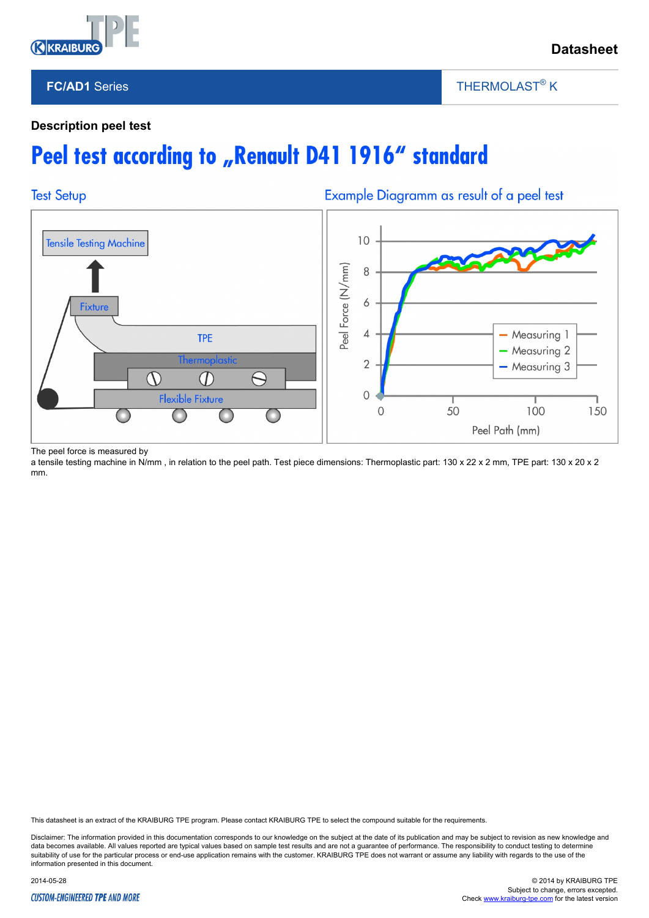Datasheet

**FC/AD1 Series** | THERMOLAST® K

**Description peel test**

# Peel test according to „Renault D41 1916“ standard

## Test Setup

Tensile Testing Machine

Fixture

TPE

Thermoplastic

Flexible Fixture

## Example Diagramm as result of a peel test

Peel Force (N/mm)

Peel Path (mm)

Measuring 1
Measuring 2
Measuring 3

The peel force is measured by
a tensile testing machine in N/mm , in relation to the peel path. Test piece dimensions: Thermoplastic part: 130 x 22 x 2 mm, TPE part: 130 x 20 x 2 mm.

This datasheet is an extract of the KRAIBURG TPE program. Please contact KRAIBURG TPE to select the compound suitable for the requirements.

Disclaimer: The information provided in this documentation corresponds to our knowledge on the subject at the date of its publication and may be subject to revision as new knowledge and data becomes available. All values reported are typical values based on sample test results and are not a guarantee of performance. The responsibility to conduct testing to determine suitability of use for the particular process or end-use application remains with the customer. KRAIBURG TPE does not warrant or assume any liability with regards to the use of the information presented in this document.

2014-05-28

© 2014 by KRAIBURG TPE
Subject to change, errors excepted.
Check www.kraiburg-tpe.com for the latest version

CUSTOM-ENGINEERED TPE AND MORE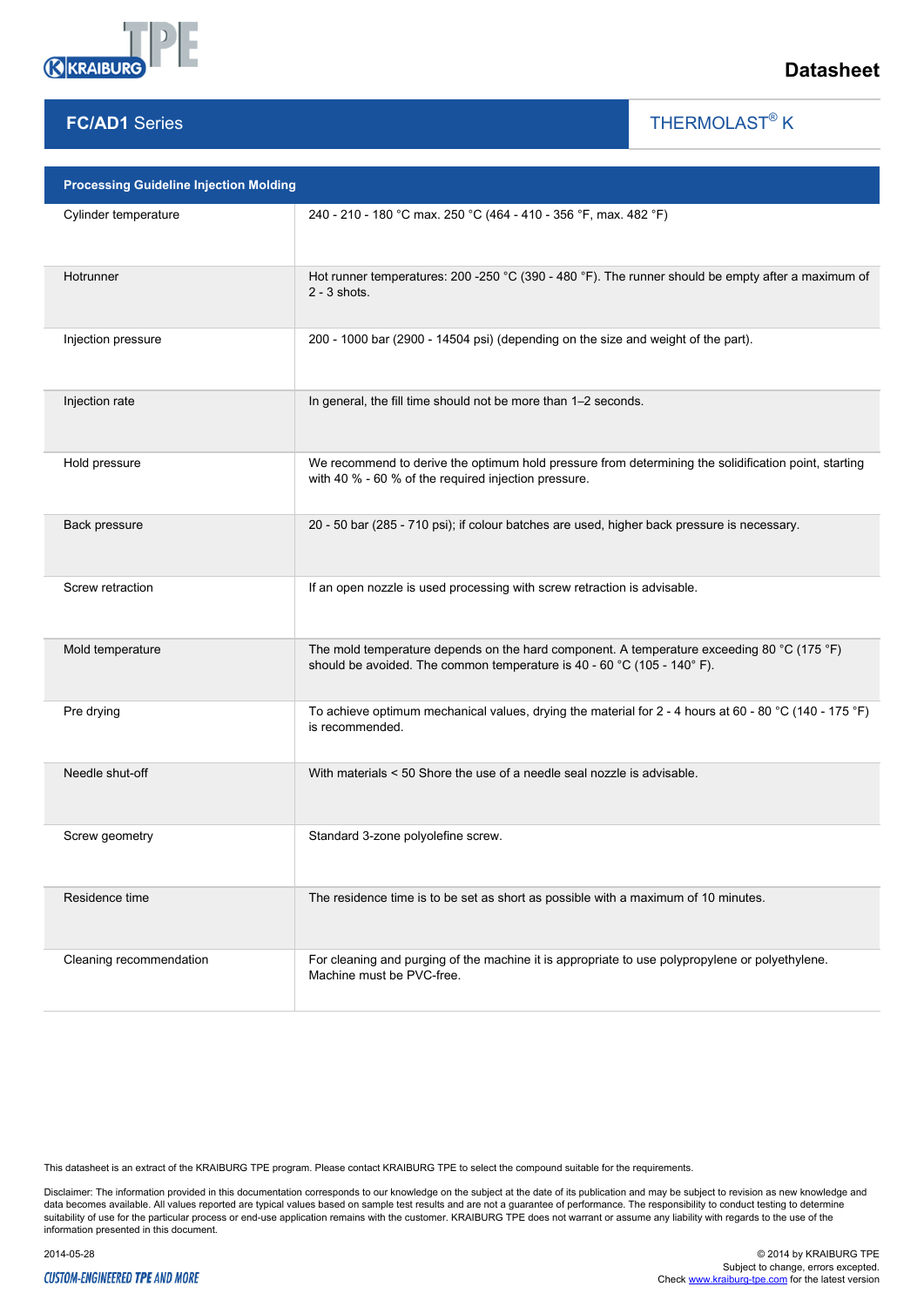# Datasheet

## FC/AD1 Series

THERMOLAST® K

| Processing Guideline Injection Molding | |
|---|---|
| Cylinder temperature | 240 - 210 - 180 °C max. 250 °C (464 - 410 - 356 °F, max. 482 °F) |
| Hotrunner | Hot runner temperatures: 200 -250 °C (390 - 480 °F). The runner should be empty after a maximum of 2 - 3 shots. |
| Injection pressure | 200 - 1000 bar (2900 - 14504 psi) (depending on the size and weight of the part). |
| Injection rate | In general, the fill time should not be more than 1–2 seconds. |
| Hold pressure | We recommend to derive the optimum hold pressure from determining the solidification point, starting with 40 % - 60 % of the required injection pressure. |
| Back pressure | 20 - 50 bar (285 - 710 psi); if colour batches are used, higher back pressure is necessary. |
| Screw retraction | If an open nozzle is used processing with screw retraction is advisable. |
| Mold temperature | The mold temperature depends on the hard component. A temperature exceeding 80 °C (175 °F) should be avoided. The common temperature is 40 - 60 °C (105 - 140° F). |
| Pre drying | To achieve optimum mechanical values, drying the material for 2 - 4 hours at 60 - 80 °C (140 - 175 °F) is recommended. |
| Needle shut-off | With materials < 50 Shore the use of a needle seal nozzle is advisable. |
| Screw geometry | Standard 3-zone polyolefine screw. |
| Residence time | The residence time is to be set as short as possible with a maximum of 10 minutes. |
| Cleaning recommendation | For cleaning and purging of the machine it is appropriate to use polypropylene or polyethylene. Machine must be PVC-free. |

This datasheet is an extract of the KRAIBURG TPE program. Please contact KRAIBURG TPE to select the compound suitable for the requirements.

Disclaimer: The information provided in this documentation corresponds to our knowledge on the subject at the date of its publication and may be subject to revision as new knowledge and data becomes available. All values reported are typical values based on sample test results and are not a guarantee of performance. The responsibility to conduct testing to determine suitability of use for the particular process or end-use application remains with the customer. KRAIBURG TPE does not warrant or assume any liability with regards to the use of the information presented in this document.

2014-05-28

© 2014 by KRAIBURG TPE
Subject to change, errors excepted.
Check www.kraiburg-tpe.com for the latest version

CUSTOM-ENGINEERED TPE AND MORE